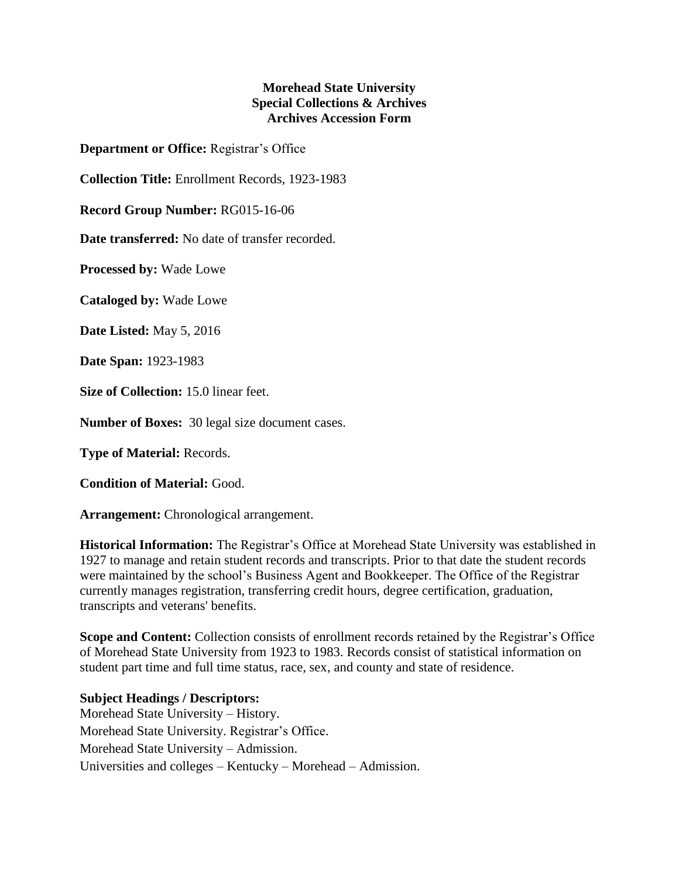**Morehead State University**
**Special Collections & Archives**
**Archives Accession Form**

**Department or Office:** Registrar's Office

**Collection Title:** Enrollment Records, 1923-1983

**Record Group Number:** RG015-16-06

**Date transferred:** No date of transfer recorded.

**Processed by:** Wade Lowe

**Cataloged by:** Wade Lowe

**Date Listed:** May 5, 2016

**Date Span:** 1923-1983

**Size of Collection:** 15.0 linear feet.

**Number of Boxes:** 30 legal size document cases.

**Type of Material:** Records.

**Condition of Material:** Good.

**Arrangement:** Chronological arrangement.

**Historical Information:** The Registrar's Office at Morehead State University was established in 1927 to manage and retain student records and transcripts. Prior to that date the student records were maintained by the school's Business Agent and Bookkeeper. The Office of the Registrar currently manages registration, transferring credit hours, degree certification, graduation, transcripts and veterans' benefits.

**Scope and Content:** Collection consists of enrollment records retained by the Registrar's Office of Morehead State University from 1923 to 1983. Records consist of statistical information on student part time and full time status, race, sex, and county and state of residence.

**Subject Headings / Descriptors:**
Morehead State University – History.
Morehead State University. Registrar's Office.
Morehead State University – Admission.
Universities and colleges – Kentucky – Morehead – Admission.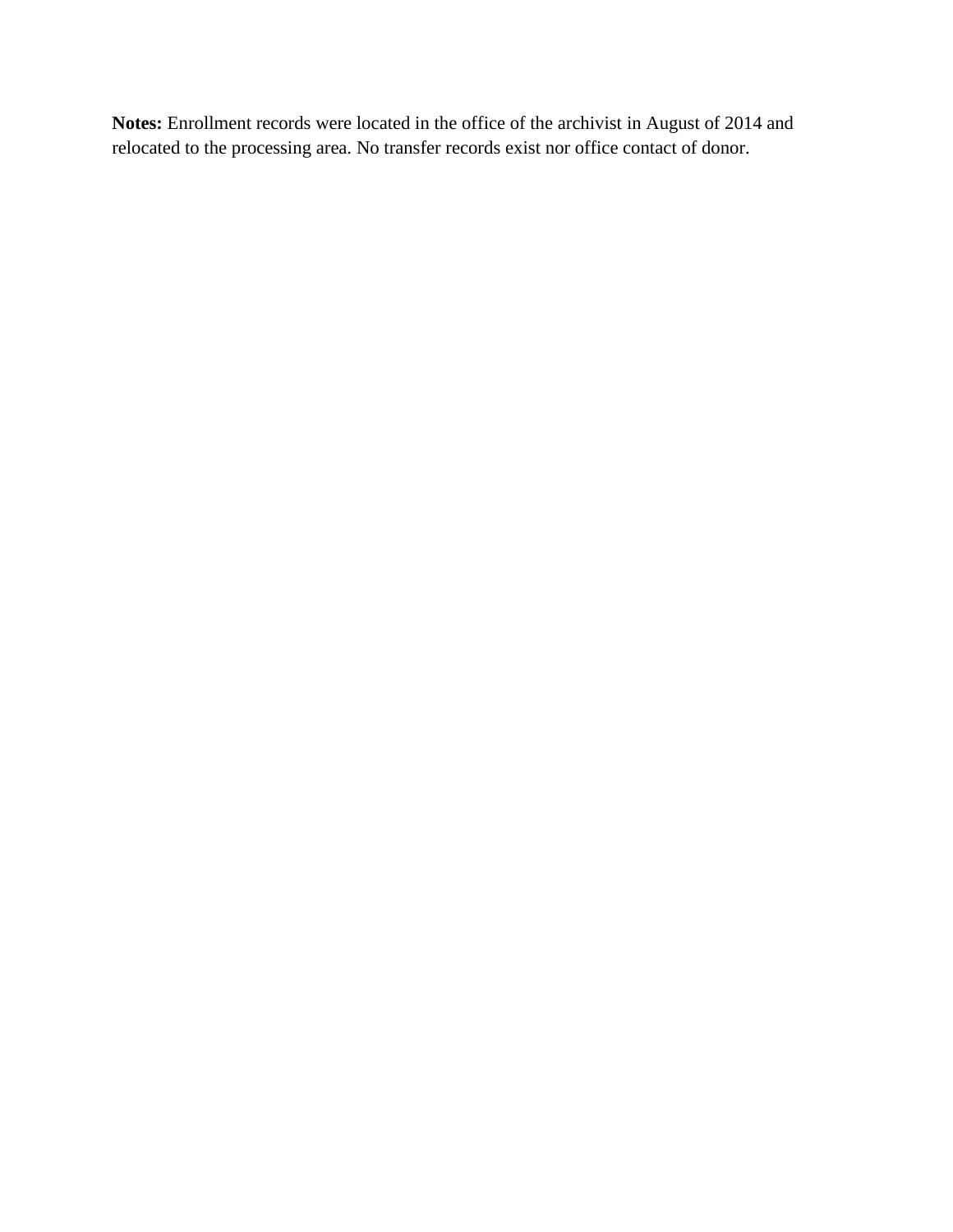**Notes:** Enrollment records were located in the office of the archivist in August of 2014 and relocated to the processing area. No transfer records exist nor office contact of donor.